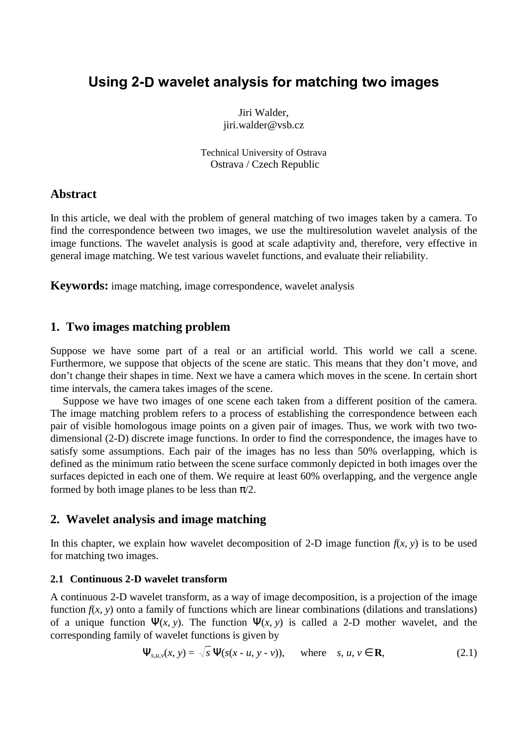# Using 2-D wavelet analysis for matching two images

Jiri Walder,
jiri.walder@vsb.cz

Technical University of Ostrava
Ostrava / Czech Republic

## Abstract

In this article, we deal with the problem of general matching of two images taken by a camera. To find the correspondence between two images, we use the multiresolution wavelet analysis of the image functions. The wavelet analysis is good at scale adaptivity and, therefore, very effective in general image matching. We test various wavelet functions, and evaluate their reliability.

**Keywords:** image matching, image correspondence, wavelet analysis

## 1. Two images matching problem

Suppose we have some part of a real or an artificial world. This world we call a scene. Furthermore, we suppose that objects of the scene are static. This means that they don't move, and don't change their shapes in time. Next we have a camera which moves in the scene. In certain short time intervals, the camera takes images of the scene.

Suppose we have two images of one scene each taken from a different position of the camera. The image matching problem refers to a process of establishing the correspondence between each pair of visible homologous image points on a given pair of images. Thus, we work with two two-dimensional (2-D) discrete image functions. In order to find the correspondence, the images have to satisfy some assumptions. Each pair of the images has no less than 50% overlapping, which is defined as the minimum ratio between the scene surface commonly depicted in both images over the surfaces depicted in each one of them. We require at least 60% overlapping, and the vergence angle formed by both image planes to be less than $\pi/2$.

## 2. Wavelet analysis and image matching

In this chapter, we explain how wavelet decomposition of 2-D image function $f(x, y)$ is to be used for matching two images.

### 2.1 Continuous 2-D wavelet transform

A continuous 2-D wavelet transform, as a way of image decomposition, is a projection of the image function $f(x, y)$ onto a family of functions which are linear combinations (dilations and translations) of a unique function $\Psi(x, y)$. The function $\Psi(x, y)$ is called a 2-D mother wavelet, and the corresponding family of wavelet functions is given by

$$\Psi_{s,u,v}(x, y) = \sqrt{s}\, \Psi(s(x - u, y - v)), \quad \text{where} \quad s, u, v \in \mathbf{R}, \tag{2.1}$$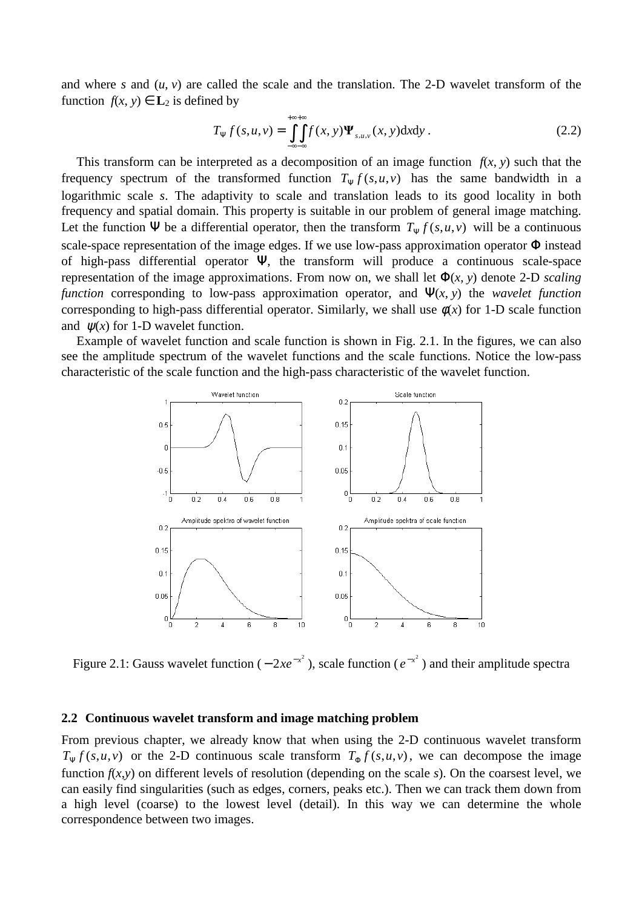and where $s$ and $(u, v)$ are called the scale and the translation. The 2-D wavelet transform of the function $f(x, y) \in \mathbf{L}_2$ is defined by

$$T_\Psi f(s,u,v) = \int_{-\infty}^{+\infty}\int_{-\infty}^{+\infty} f(x,y)\mathbf{\Psi}_{s,u,v}(x,y)\mathrm{d}x\mathrm{d}y\,. \tag{2.2}$$

This transform can be interpreted as a decomposition of an image function $f(x, y)$ such that the frequency spectrum of the transformed function $T_\Psi f(s,u,v)$ has the same bandwidth in a logarithmic scale $s$. The adaptivity to scale and translation leads to its good locality in both frequency and spatial domain. This property is suitable in our problem of general image matching. Let the function $\Psi$ be a differential operator, then the transform $T_\Psi f(s,u,v)$ will be a continuous scale-space representation of the image edges. If we use low-pass approximation operator $\Phi$ instead of high-pass differential operator $\Psi$, the transform will produce a continuous scale-space representation of the image approximations. From now on, we shall let $\Phi(x, y)$ denote 2-D *scaling function* corresponding to low-pass approximation operator, and $\Psi(x, y)$ the *wavelet function* corresponding to high-pass differential operator. Similarly, we shall use $\phi(x)$ for 1-D scale function and $\psi(x)$ for 1-D wavelet function.

Example of wavelet function and scale function is shown in Fig. 2.1. In the figures, we can also see the amplitude spectrum of the wavelet functions and the scale functions. Notice the low-pass characteristic of the scale function and the high-pass characteristic of the wavelet function.

Figure 2.1: Gauss wavelet function ($-2xe^{-x^2}$), scale function ($e^{-x^2}$) and their amplitude spectra

## 2.2 Continuous wavelet transform and image matching problem

From previous chapter, we already know that when using the 2-D continuous wavelet transform $T_\Psi f(s,u,v)$ or the 2-D continuous scale transform $T_\Phi f(s,u,v)$, we can decompose the image function $f(x,y)$ on different levels of resolution (depending on the scale $s$). On the coarsest level, we can easily find singularities (such as edges, corners, peaks etc.). Then we can track them down from a high level (coarse) to the lowest level (detail). In this way we can determine the whole correspondence between two images.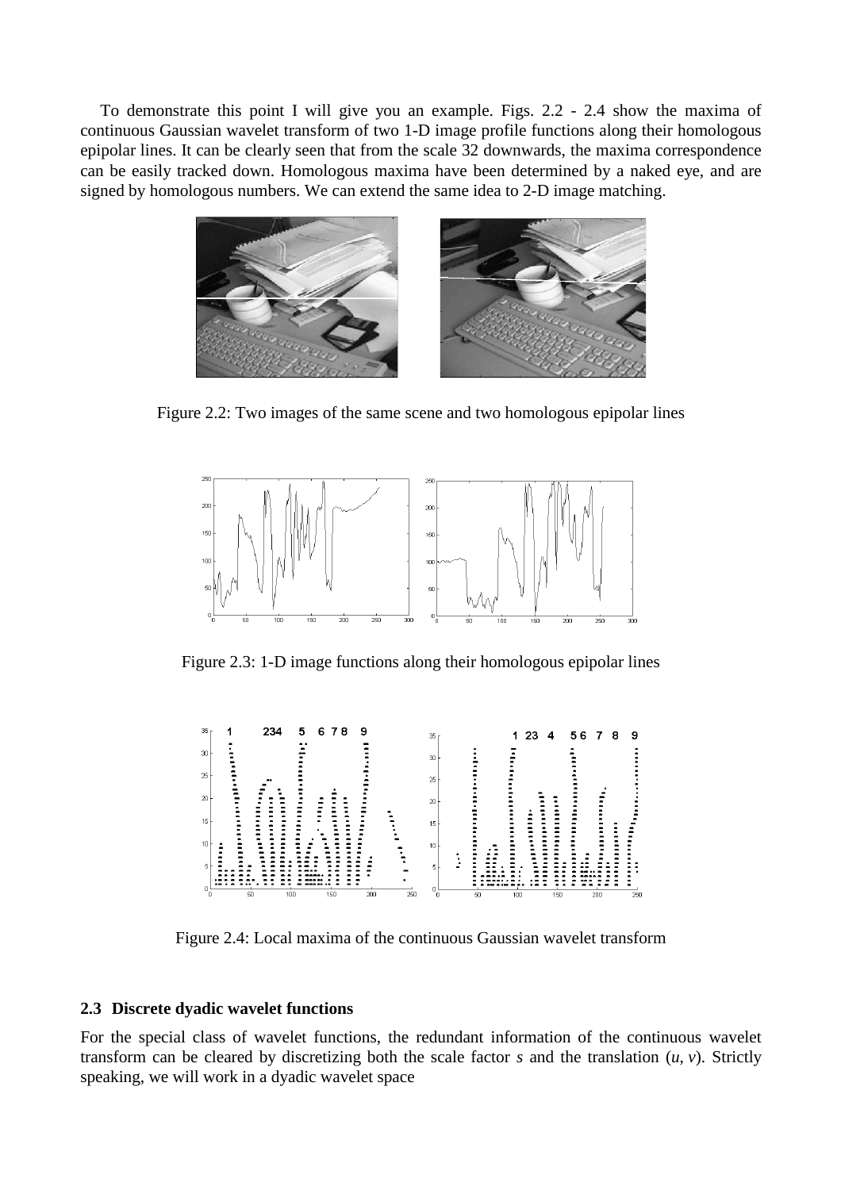To demonstrate this point I will give you an example. Figs. 2.2 - 2.4 show the maxima of continuous Gaussian wavelet transform of two 1-D image profile functions along their homologous epipolar lines. It can be clearly seen that from the scale 32 downwards, the maxima correspondence can be easily tracked down. Homologous maxima have been determined by a naked eye, and are signed by homologous numbers. We can extend the same idea to 2-D image matching.

Figure 2.2: Two images of the same scene and two homologous epipolar lines

Figure 2.3: 1-D image functions along their homologous epipolar lines

Figure 2.4: Local maxima of the continuous Gaussian wavelet transform

### 2.3 Discrete dyadic wavelet functions

For the special class of wavelet functions, the redundant information of the continuous wavelet transform can be cleared by discretizing both the scale factor $s$ and the translation $(u, v)$. Strictly speaking, we will work in a dyadic wavelet space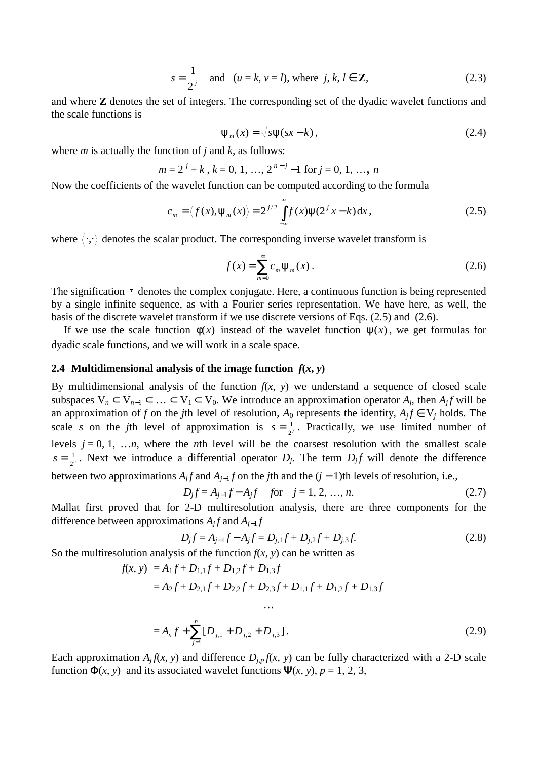$$s = \frac{1}{2^j} \quad \text{and} \quad (u = k, v = l), \text{ where } j, k, l \in \mathbf{Z}, \tag{2.3}$$

and where **Z** denotes the set of integers. The corresponding set of the dyadic wavelet functions and the scale functions is

$$\psi_m(x) = \sqrt{s}\psi(sx - k), \tag{2.4}$$

where $m$ is actually the function of $j$ and $k$, as follows:

$$m = 2^j + k, \; k = 0, 1, \ldots, 2^{n-j} - 1 \text{ for } j = 0, 1, \ldots, n$$

Now the coefficients of the wavelet function can be computed according to the formula

$$c_m = \langle f(x), \psi_m(x) \rangle = 2^{j/2} \int_{-\infty}^{\infty} f(x)\psi(2^j x - k)\,\mathrm{d}x, \tag{2.5}$$

where $\langle \cdot, \cdot \rangle$ denotes the scalar product. The corresponding inverse wavelet transform is

$$f(x) = \sum_{m=0}^{\infty} c_m \overline{\psi}_m(x). \tag{2.6}$$

The signification $\bar{\ }$ denotes the complex conjugate. Here, a continuous function is being represented by a single infinite sequence, as with a Fourier series representation. We have here, as well, the basis of the discrete wavelet transform if we use discrete versions of Eqs. (2.5) and (2.6).

If we use the scale function $\phi(x)$ instead of the wavelet function $\psi(x)$, we get formulas for dyadic scale functions, and we will work in a scale space.

## 2.4 Multidimensional analysis of the image function *f*(*x*, *y*)

By multidimensional analysis of the function $f(x, y)$ we understand a sequence of closed scale subspaces $V_n \subset V_{n-1} \subset \ldots \subset V_1 \subset V_0$. We introduce an approximation operator $A_j$, then $A_j f$ will be an approximation of $f$ on the $j$th level of resolution, $A_0$ represents the identity, $A_j f \in V_j$ holds. The scale $s$ on the $j$th level of approximation is $s = \frac{1}{2^j}$. Practically, we use limited number of levels $j = 0, 1, \ldots n$, where the $n$th level will be the coarsest resolution with the smallest scale $s = \frac{1}{2^n}$. Next we introduce a differential operator $D_j$. The term $D_j f$ will denote the difference between two approximations $A_j f$ and $A_{j-1} f$ on the $j$th and the $(j-1)$th levels of resolution, i.e.,

$$D_j f = A_{j-1} f - A_j f \quad \text{for} \quad j = 1, 2, \ldots, n. \tag{2.7}$$

Mallat first proved that for 2-D multiresolution analysis, there are three components for the difference between approximations $A_j f$ and $A_{j-1} f$

$$D_j f = A_{j-1} f - A_j f = D_{j,1} f + D_{j,2} f + D_{j,3} f. \tag{2.8}$$

So the multiresolution analysis of the function $f(x, y)$ can be written as

$$\begin{aligned} f(x, y) &= A_1 f + D_{1,1} f + D_{1,2} f + D_{1,3} f \\ &= A_2 f + D_{2,1} f + D_{2,2} f + D_{2,3} f + D_{1,1} f + D_{1,2} f + D_{1,3} f \\ &\quad \ldots \\ &= A_n f + \sum_{j=1}^{n} [D_{j,1} + D_{j,2} + D_{j,3}]. \end{aligned} \tag{2.9}$$

Each approximation $A_j f(x, y)$ and difference $D_{j,p} f(x, y)$ can be fully characterized with a 2-D scale function $\Phi(x, y)$ and its associated wavelet functions $\Psi(x, y)$, $p = 1, 2, 3$,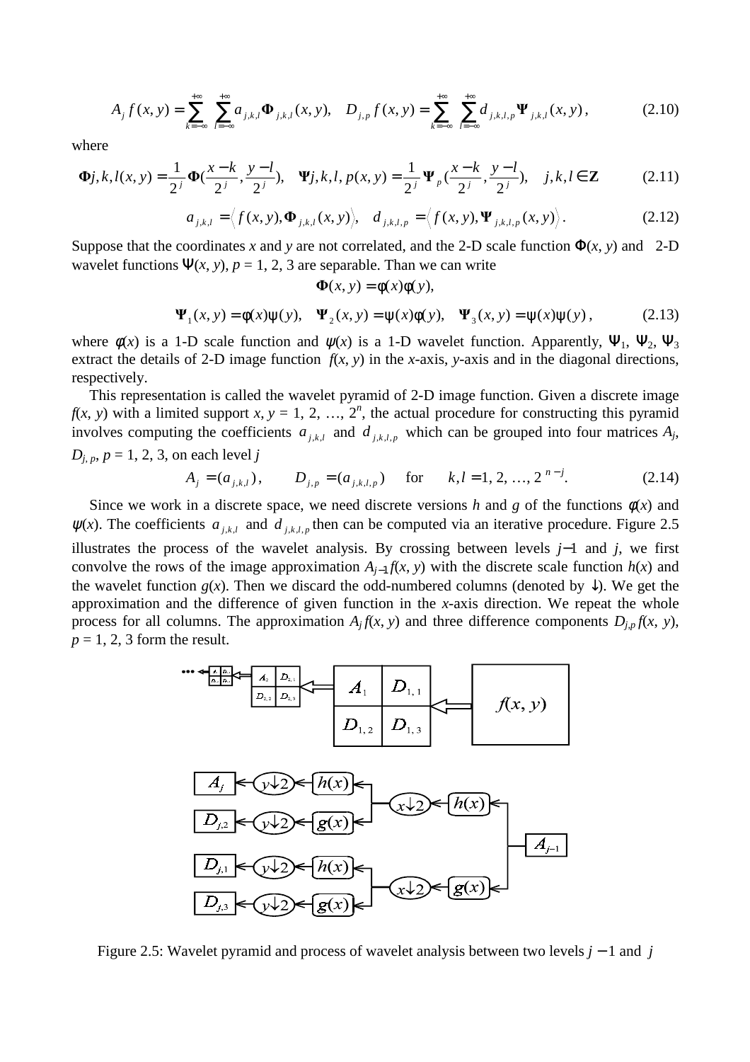$$A_j f(x,y) = \sum_{k=-\infty}^{+\infty} \sum_{l=-\infty}^{+\infty} a_{j,k,l} \mathbf{\Phi}_{j,k,l}(x,y), \quad D_{j,p} f(x,y) = \sum_{k=-\infty}^{+\infty} \sum_{l=-\infty}^{+\infty} d_{j,k,l,p} \mathbf{\Psi}_{j,k,l}(x,y), \tag{2.10}$$

where

$$\mathbf{\Phi} j,k,l(x,y) = \frac{1}{2^j} \mathbf{\Phi}\left(\frac{x-k}{2^j}, \frac{y-l}{2^j}\right), \quad \mathbf{\Psi} j,k,l,p(x,y) = \frac{1}{2^j} \mathbf{\Psi}_p\left(\frac{x-k}{2^j}, \frac{y-l}{2^j}\right), \quad j,k,l \in \mathbf{Z} \tag{2.11}$$

$$a_{j,k,l} = \left\langle f(x,y), \mathbf{\Phi}_{j,k,l}(x,y) \right\rangle, \quad d_{j,k,l,p} = \left\langle f(x,y), \mathbf{\Psi}_{j,k,l,p}(x,y) \right\rangle. \tag{2.12}$$

Suppose that the coordinates $x$ and $y$ are not correlated, and the 2-D scale function $\Phi(x, y)$ and 2-D wavelet functions $\Psi(x, y)$, $p = 1, 2, 3$ are separable. Than we can write

$$\mathbf{\Phi}(x,y) = \phi(x)\phi(y),$$

$$\mathbf{\Psi}_1(x,y) = \phi(x)\psi(y), \quad \mathbf{\Psi}_2(x,y) = \psi(x)\phi(y), \quad \mathbf{\Psi}_3(x,y) = \psi(x)\psi(y), \tag{2.13}$$

where $\phi(x)$ is a 1-D scale function and $\psi(x)$ is a 1-D wavelet function. Apparently, $\Psi_1$, $\Psi_2$, $\Psi_3$ extract the details of 2-D image function $f(x, y)$ in the $x$-axis, $y$-axis and in the diagonal directions, respectively.

This representation is called the wavelet pyramid of 2-D image function. Given a discrete image $f(x, y)$ with a limited support $x, y = 1, 2, \ldots, 2^n$, the actual procedure for constructing this pyramid involves computing the coefficients $a_{j,k,l}$ and $d_{j,k,l,p}$ which can be grouped into four matrices $A_j$, $D_{j,p}$, $p = 1, 2, 3$, on each level $j$

$$A_j = (a_{j,k,l}), \qquad D_{j,p} = (a_{j,k,l,p}) \quad \text{for} \quad k,l = 1, 2, \ldots, 2^{n-j}. \tag{2.14}$$

Since we work in a discrete space, we need discrete versions $h$ and $g$ of the functions $\phi(x)$ and $\psi(x)$. The coefficients $a_{j,k,l}$ and $d_{j,k,l,p}$ then can be computed via an iterative procedure. Figure 2.5 illustrates the process of the wavelet analysis. By crossing between levels $j-1$ and $j$, we first convolve the rows of the image approximation $A_{j-1}f(x, y)$ with the discrete scale function $h(x)$ and the wavelet function $g(x)$. Then we discard the odd-numbered columns (denoted by ↓). We get the approximation and the difference of given function in the $x$-axis direction. We repeat the whole process for all columns. The approximation $A_j f(x, y)$ and three difference components $D_{j,p} f(x, y)$, $p = 1, 2, 3$ form the result.

Figure 2.5: Wavelet pyramid and process of wavelet analysis between two levels $j-1$ and $j$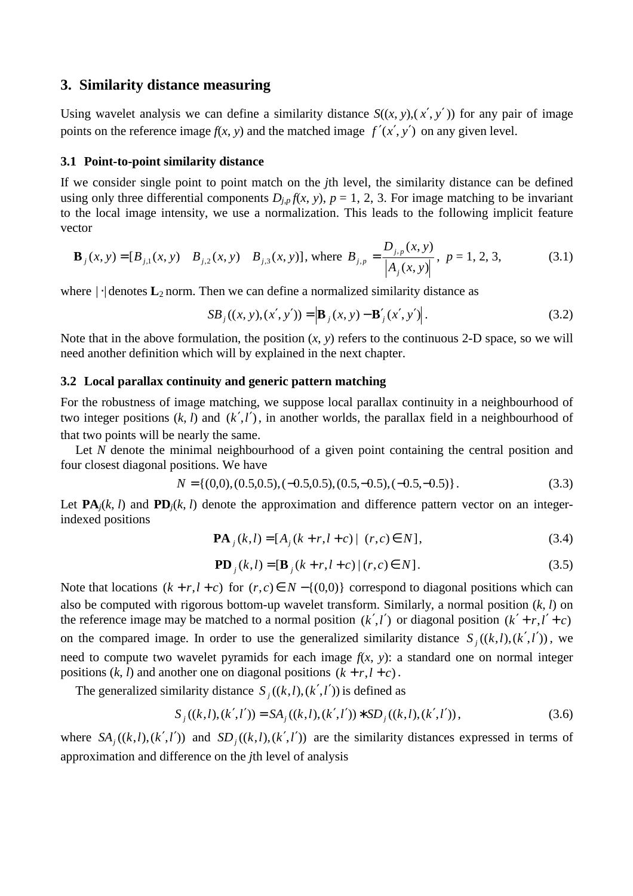## 3. Similarity distance measuring

Using wavelet analysis we can define a similarity distance $S((x, y),(x', y'))$ for any pair of image points on the reference image $f(x, y)$ and the matched image $f'(x', y')$ on any given level.

### 3.1 Point-to-point similarity distance

If we consider single point to point match on the $j$th level, the similarity distance can be defined using only three differential components $D_{j,p} f(x, y)$, $p = 1, 2, 3$. For image matching to be invariant to the local image intensity, we use a normalization. This leads to the following implicit feature vector

$$\mathbf{B}_j(x, y) = [B_{j,1}(x, y) \quad B_{j,2}(x, y) \quad B_{j,3}(x, y)], \text{ where } B_{j,p} = \frac{D_{j,p}(x, y)}{\left|A_j(x, y)\right|}, \; p = 1, 2, 3, \tag{3.1}$$

where $|\cdot|$ denotes $\mathbf{L}_2$ norm. Then we can define a normalized similarity distance as

$$SB_j((x, y),(x', y')) = \left|\mathbf{B}_j(x, y) - \mathbf{B}'_j(x', y')\right|. \tag{3.2}$$

Note that in the above formulation, the position $(x, y)$ refers to the continuous 2-D space, so we will need another definition which will by explained in the next chapter.

### 3.2 Local parallax continuity and generic pattern matching

For the robustness of image matching, we suppose local parallax continuity in a neighbourhood of two integer positions $(k, l)$ and $(k', l')$, in another worlds, the parallax field in a neighbourhood of that two points will be nearly the same.

Let $N$ denote the minimal neighbourhood of a given point containing the central position and four closest diagonal positions. We have

$$N = \{(0,0),(0.5,0.5),(-0.5,0.5),(0.5,-0.5),(-0.5,-0.5)\}. \tag{3.3}$$

Let $\mathbf{PA}_j(k, l)$ and $\mathbf{PD}_j(k, l)$ denote the approximation and difference pattern vector on an integer-indexed positions

$$\mathbf{PA}_j(k,l) = [A_j(k+r, l+c) \mid (r,c) \in N], \tag{3.4}$$

$$\mathbf{PD}_j(k,l) = [\mathbf{B}_j(k+r, l+c) \mid (r,c) \in N]. \tag{3.5}$$

Note that locations $(k+r, l+c)$ for $(r,c) \in N - \{(0,0)\}$ correspond to diagonal positions which can also be computed with rigorous bottom-up wavelet transform. Similarly, a normal position $(k, l)$ on the reference image may be matched to a normal position $(k', l')$ or diagonal position $(k'+r, l'+c)$ on the compared image. In order to use the generalized similarity distance $S_j((k,l),(k',l'))$, we need to compute two wavelet pyramids for each image $f(x, y)$: a standard one on normal integer positions $(k, l)$ and another one on diagonal positions $(k+r, l+c)$.

The generalized similarity distance $S_j((k,l),(k',l'))$ is defined as

$$S_j((k,l),(k',l')) = SA_j((k,l),(k',l')) * SD_j((k,l),(k',l')), \tag{3.6}$$

where $SA_j((k,l),(k',l'))$ and $SD_j((k,l),(k',l'))$ are the similarity distances expressed in terms of approximation and difference on the $j$th level of analysis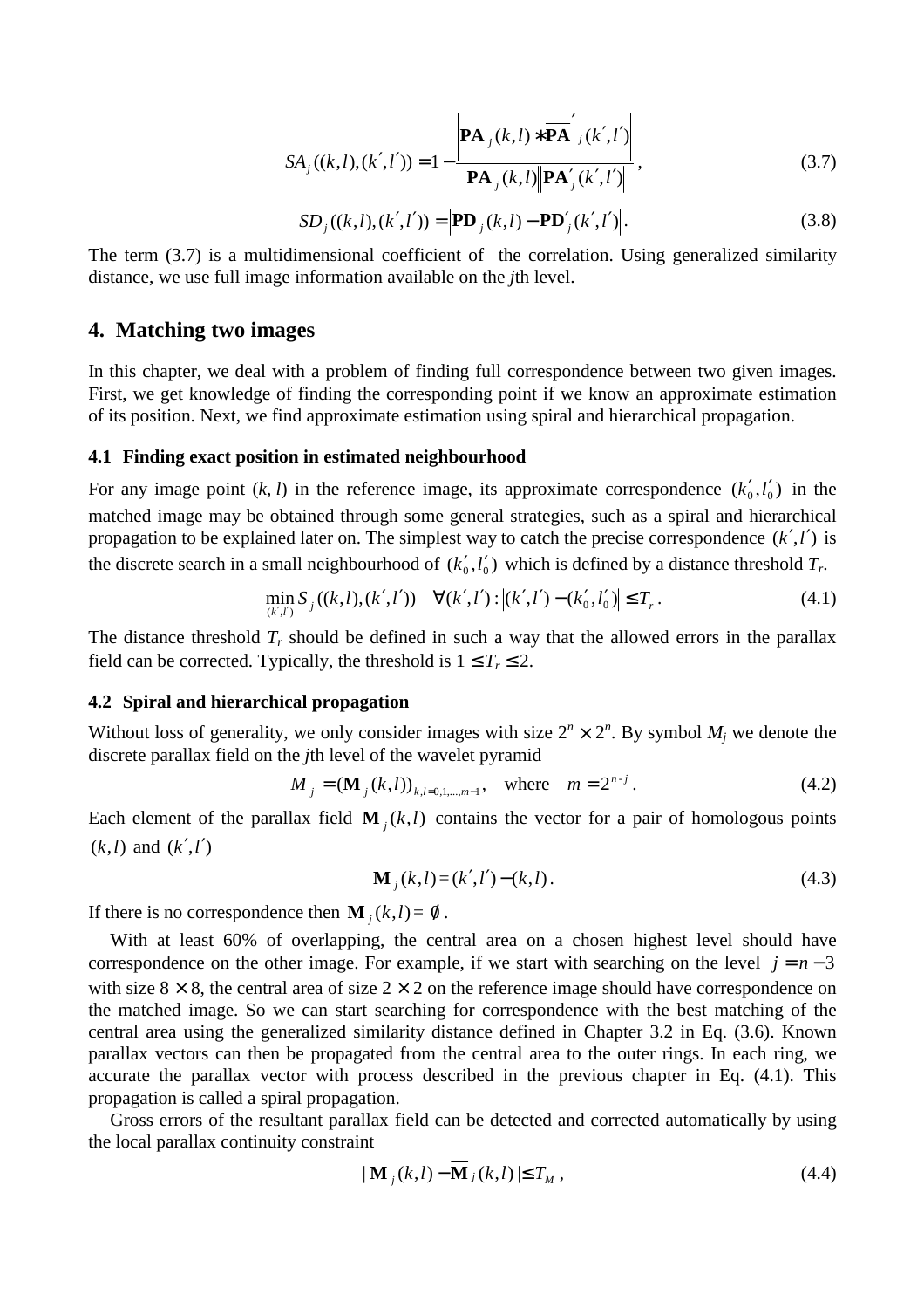$$SA_j((k,l),(k',l')) = 1 - \frac{\left|\mathbf{PA}_j(k,l) * \overline{\mathbf{PA}}'_j(k',l')\right|}{\left|\mathbf{PA}_j(k,l)\right|\left|\mathbf{PA}'_j(k',l')\right|}, \tag{3.7}$$

$$SD_j((k,l),(k',l')) = \left|\mathbf{PD}_j(k,l) - \mathbf{PD}'_j(k',l')\right|. \tag{3.8}$$

The term (3.7) is a multidimensional coefficient of the correlation. Using generalized similarity distance, we use full image information available on the $j$th level.

# 4. Matching two images

In this chapter, we deal with a problem of finding full correspondence between two given images. First, we get knowledge of finding the corresponding point if we know an approximate estimation of its position. Next, we find approximate estimation using spiral and hierarchical propagation.

## 4.1 Finding exact position in estimated neighbourhood

For any image point $(k, l)$ in the reference image, its approximate correspondence $(k'_0, l'_0)$ in the matched image may be obtained through some general strategies, such as a spiral and hierarchical propagation to be explained later on. The simplest way to catch the precise correspondence $(k', l')$ is the discrete search in a small neighbourhood of $(k'_0, l'_0)$ which is defined by a distance threshold $T_r$.

$$\min_{(k',l')} S_j((k,l),(k',l')) \quad \forall (k',l') : \left|(k',l') - (k'_0,l'_0)\right| \le T_r . \tag{4.1}$$

The distance threshold $T_r$ should be defined in such a way that the allowed errors in the parallax field can be corrected. Typically, the threshold is $1 \le T_r \le 2$.

## 4.2 Spiral and hierarchical propagation

Without loss of generality, we only consider images with size $2^n \times 2^n$. By symbol $M_j$ we denote the discrete parallax field on the $j$th level of the wavelet pyramid

$$M_j = (\mathbf{M}_j(k,l))_{k,l=0,1,\dots,m-1}, \quad \text{where} \quad m = 2^{n-j} . \tag{4.2}$$

Each element of the parallax field $\mathbf{M}_j(k,l)$ contains the vector for a pair of homologous points $(k,l)$ and $(k',l')$

$$\mathbf{M}_j(k,l) = (k',l') - (k,l) . \tag{4.3}$$

If there is no correspondence then $\mathbf{M}_j(k,l) = \emptyset$.

With at least 60% of overlapping, the central area on a chosen highest level should have correspondence on the other image. For example, if we start with searching on the level $j = n - 3$ with size $8 \times 8$, the central area of size $2 \times 2$ on the reference image should have correspondence on the matched image. So we can start searching for correspondence with the best matching of the central area using the generalized similarity distance defined in Chapter 3.2 in Eq. (3.6). Known parallax vectors can then be propagated from the central area to the outer rings. In each ring, we accurate the parallax vector with process described in the previous chapter in Eq. (4.1). This propagation is called a spiral propagation.

Gross errors of the resultant parallax field can be detected and corrected automatically by using the local parallax continuity constraint

$$|\,\mathbf{M}_j(k,l) - \overline{\mathbf{M}}_j(k,l)\,| \le T_M , \tag{4.4}$$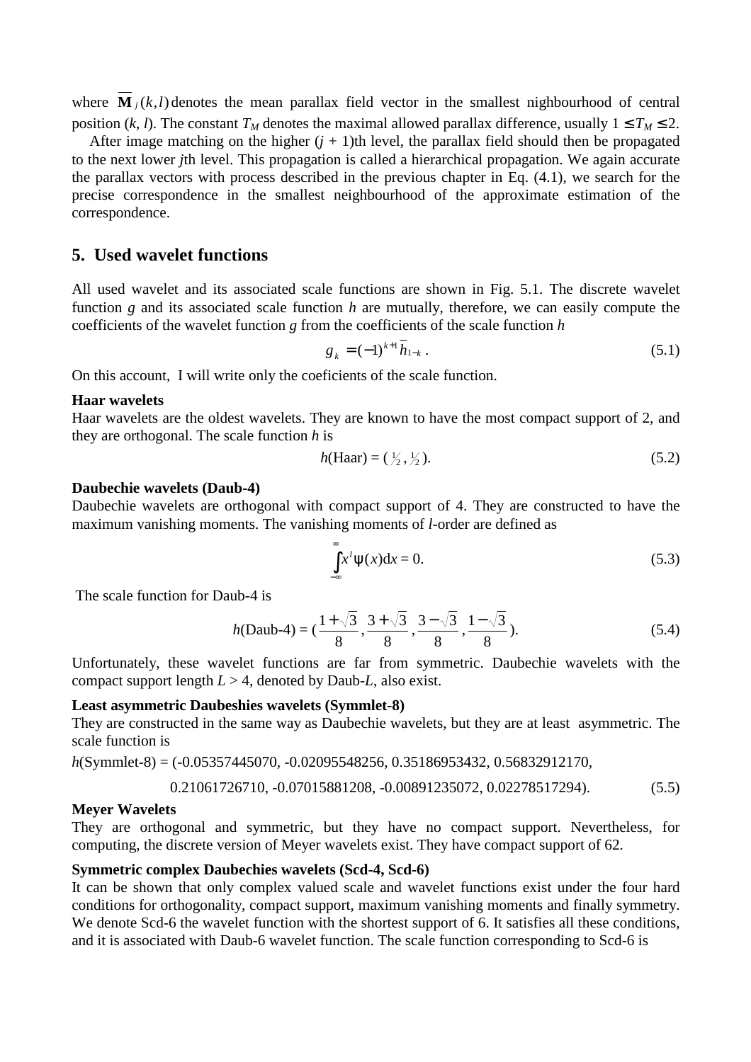where $\overline{\mathbf{M}}_j(k,l)$ denotes the mean parallax field vector in the smallest nighbourhood of central position ($k$, $l$). The constant $T_M$ denotes the maximal allowed parallax difference, usually $1 \leq T_M \leq 2$.

After image matching on the higher ($j$ + 1)th level, the parallax field should then be propagated to the next lower $j$th level. This propagation is called a hierarchical propagation. We again accurate the parallax vectors with process described in the previous chapter in Eq. (4.1), we search for the precise correspondence in the smallest neighbourhood of the approximate estimation of the correspondence.

## 5. Used wavelet functions

All used wavelet and its associated scale functions are shown in Fig. 5.1. The discrete wavelet function $g$ and its associated scale function $h$ are mutually, therefore, we can easily compute the coefficients of the wavelet function $g$ from the coefficients of the scale function $h$

$$g_k = (-1)^{k+1}\overline{h}_{1-k}\,. \tag{5.1}$$

On this account, I will write only the coeficients of the scale function.

**Haar wavelets**

Haar wavelets are the oldest wavelets. They are known to have the most compact support of 2, and they are orthogonal. The scale function $h$ is

$$h(\text{Haar}) = (\tfrac{1}{2}, \tfrac{1}{2}). \tag{5.2}$$

**Daubechie wavelets (Daub-4)**

Daubechie wavelets are orthogonal with compact support of 4. They are constructed to have the maximum vanishing moments. The vanishing moments of $l$-order are defined as

$$\int_{-\infty}^{\infty} x^l \psi(x)\mathrm{d}x = 0. \tag{5.3}$$

The scale function for Daub-4 is

$$h(\text{Daub-4}) = (\frac{1+\sqrt{3}}{8}, \frac{3+\sqrt{3}}{8}, \frac{3-\sqrt{3}}{8}, \frac{1-\sqrt{3}}{8}). \tag{5.4}$$

Unfortunately, these wavelet functions are far from symmetric. Daubechie wavelets with the compact support length $L > 4$, denoted by Daub-$L$, also exist.

**Least asymmetric Daubeshies wavelets (Symmlet-8)**

They are constructed in the same way as Daubechie wavelets, but they are at least asymmetric. The scale function is

$$h(\text{Symmlet-8}) = (-0.05357445070, -0.02095548256, 0.35186953432, 0.56832912170,$$
$$0.21061726710, -0.07015881208, -0.00891235072, 0.02278517294). \tag{5.5}$$

**Meyer Wavelets**

They are orthogonal and symmetric, but they have no compact support. Nevertheless, for computing, the discrete version of Meyer wavelets exist. They have compact support of 62.

**Symmetric complex Daubechies wavelets (Scd-4, Scd-6)**

It can be shown that only complex valued scale and wavelet functions exist under the four hard conditions for orthogonality, compact support, maximum vanishing moments and finally symmetry. We denote Scd-6 the wavelet function with the shortest support of 6. It satisfies all these conditions, and it is associated with Daub-6 wavelet function. The scale function corresponding to Scd-6 is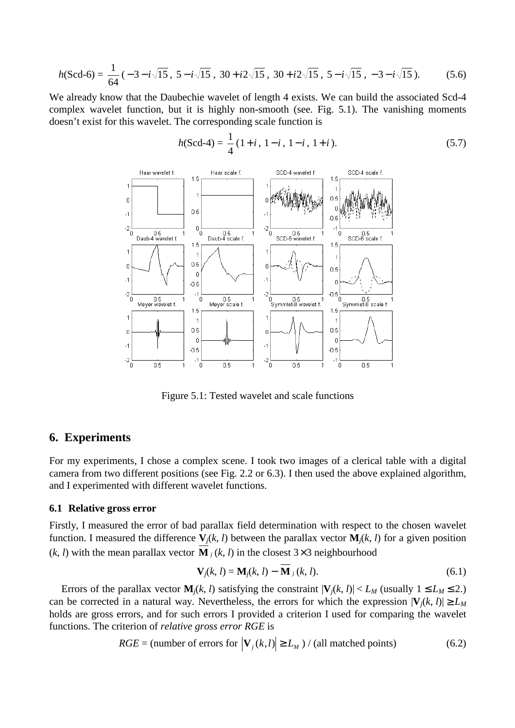$$h(\text{Scd-6}) = \frac{1}{64}\,(\,-3 - i\sqrt{15}\,,\; 5 - i\sqrt{15}\,,\; 30 + i2\sqrt{15}\,,\; 30 + i2\sqrt{15}\,,\; 5 - i\sqrt{15}\,,\; -3 - i\sqrt{15}\,). \tag{5.6}$$

We already know that the Daubechie wavelet of length 4 exists. We can build the associated Scd-4 complex wavelet function, but it is highly non-smooth (see. Fig. 5.1). The vanishing moments doesn't exist for this wavelet. The corresponding scale function is

$$h(\text{Scd-4}) = \frac{1}{4}\,(1 + i\,,\; 1 - i\,,\; 1 - i\,,\; 1 + i\,). \tag{5.7}$$

Figure 5.1: Tested wavelet and scale functions

## 6. Experiments

For my experiments, I chose a complex scene. I took two images of a clerical table with a digital camera from two different positions (see Fig. 2.2 or 6.3). I then used the above explained algorithm, and I experimented with different wavelet functions.

### 6.1 Relative gross error

Firstly, I measured the error of bad parallax field determination with respect to the chosen wavelet function. I measured the difference $\mathbf{V}_j(k, l)$ between the parallax vector $\mathbf{M}_j(k, l)$ for a given position $(k, l)$ with the mean parallax vector $\overline{\mathbf{M}}_j(k, l)$ in the closest $3\times3$ neighbourhood

$$\mathbf{V}_j(k, l) = \mathbf{M}_j(k, l) - \overline{\mathbf{M}}_j(k, l). \tag{6.1}$$

Errors of the parallax vector $\mathbf{M}_j(k, l)$ satisfying the constraint $|\mathbf{V}_j(k, l)| < L_M$ (usually $1 \le L_M \le 2$.) can be corrected in a natural way. Nevertheless, the errors for which the expression $|\mathbf{V}_j(k, l)| \ge L_M$ holds are gross errors, and for such errors I provided a criterion I used for comparing the wavelet functions. The criterion of *relative gross error RGE* is

$$RGE = (\text{number of errors for } \left|\mathbf{V}_j(k,l)\right| \ge L_M\,)\;/\;(\text{all matched points}) \tag{6.2}$$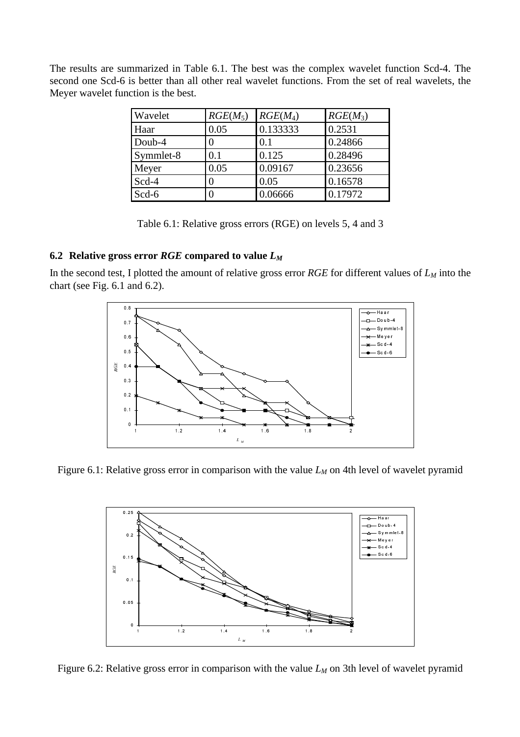The results are summarized in Table 6.1. The best was the complex wavelet function Scd-4. The second one Scd-6 is better than all other real wavelet functions. From the set of real wavelets, the Meyer wavelet function is the best.

| Wavelet | $RGE(M_5)$ | $RGE(M_4)$ | $RGE(M_3)$ |
|---|---|---|---|
| Haar | 0.05 | 0.133333 | 0.2531 |
| Doub-4 | 0 | 0.1 | 0.24866 |
| Symmlet-8 | 0.1 | 0.125 | 0.28496 |
| Meyer | 0.05 | 0.09167 | 0.23656 |
| Scd-4 | 0 | 0.05 | 0.16578 |
| Scd-6 | 0 | 0.06666 | 0.17972 |

Table 6.1: Relative gross errors (RGE) on levels 5, 4 and 3

## 6.2 Relative gross error *RGE* compared to value $L_M$

In the second test, I plotted the amount of relative gross error *RGE* for different values of $L_M$ into the chart (see Fig. 6.1 and 6.2).

Figure 6.1: Relative gross error in comparison with the value $L_M$ on 4th level of wavelet pyramid

Figure 6.2: Relative gross error in comparison with the value $L_M$ on 3th level of wavelet pyramid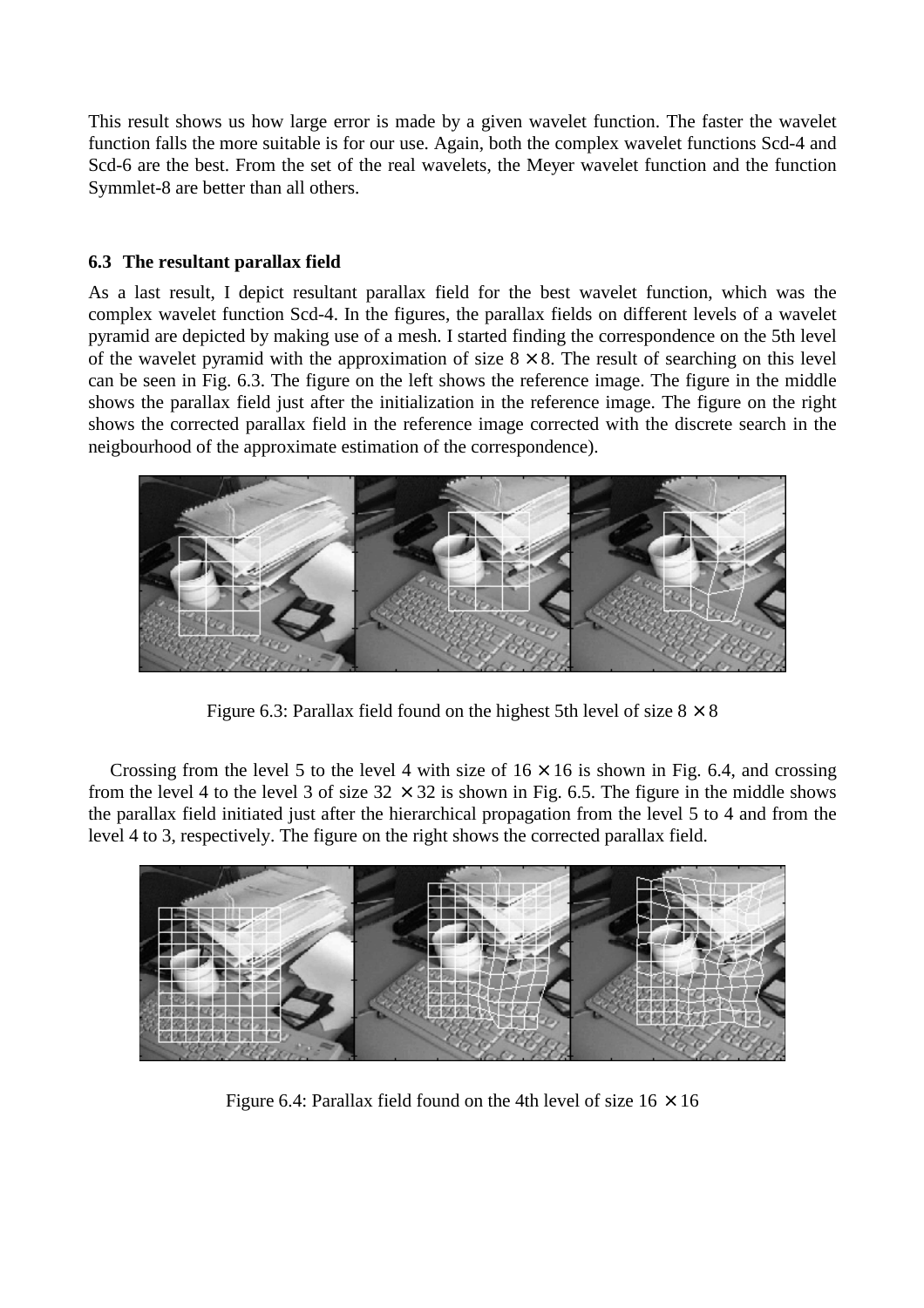This result shows us how large error is made by a given wavelet function. The faster the wavelet function falls the more suitable is for our use. Again, both the complex wavelet functions Scd-4 and Scd-6 are the best. From the set of the real wavelets, the Meyer wavelet function and the function Symmlet-8 are better than all others.

### 6.3 The resultant parallax field

As a last result, I depict resultant parallax field for the best wavelet function, which was the complex wavelet function Scd-4. In the figures, the parallax fields on different levels of a wavelet pyramid are depicted by making use of a mesh. I started finding the correspondence on the 5th level of the wavelet pyramid with the approximation of size $8 \times 8$. The result of searching on this level can be seen in Fig. 6.3. The figure on the left shows the reference image. The figure in the middle shows the parallax field just after the initialization in the reference image. The figure on the right shows the corrected parallax field in the reference image corrected with the discrete search in the neigbourhood of the approximate estimation of the correspondence).

Figure 6.3: Parallax field found on the highest 5th level of size $8 \times 8$

Crossing from the level 5 to the level 4 with size of $16 \times 16$ is shown in Fig. 6.4, and crossing from the level 4 to the level 3 of size $32 \times 32$ is shown in Fig. 6.5. The figure in the middle shows the parallax field initiated just after the hierarchical propagation from the level 5 to 4 and from the level 4 to 3, respectively. The figure on the right shows the corrected parallax field.

Figure 6.4: Parallax field found on the 4th level of size $16 \times 16$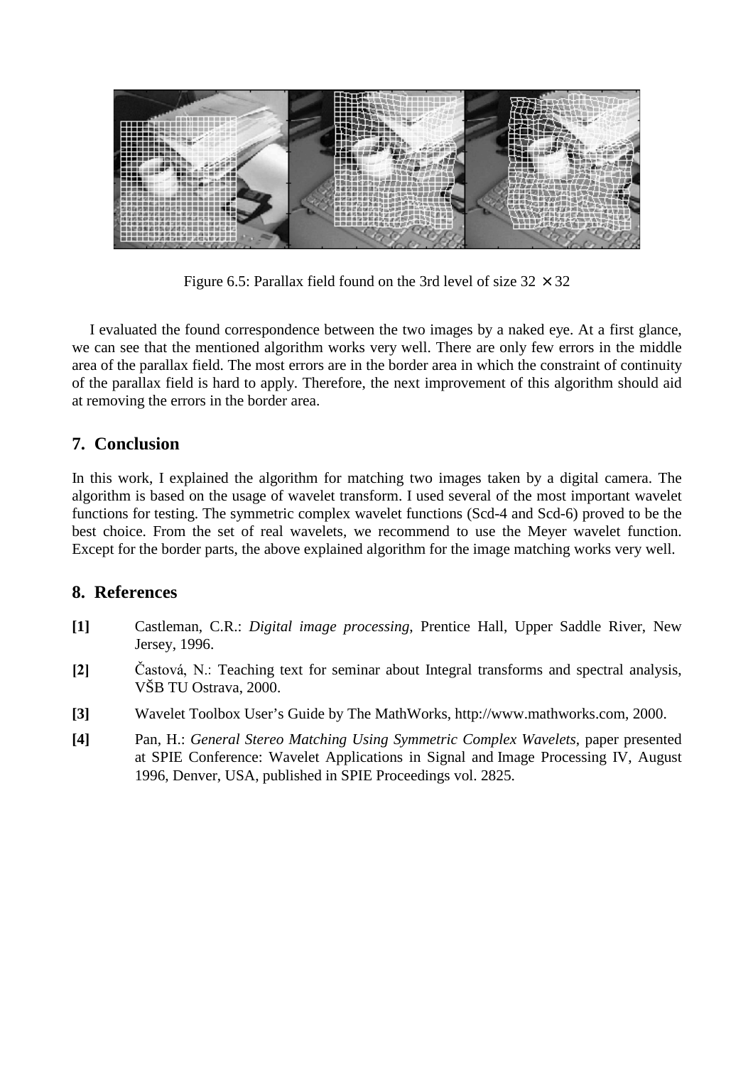Figure 6.5: Parallax field found on the 3rd level of size $32 \times 32$

I evaluated the found correspondence between the two images by a naked eye. At a first glance, we can see that the mentioned algorithm works very well. There are only few errors in the middle area of the parallax field. The most errors are in the border area in which the constraint of continuity of the parallax field is hard to apply. Therefore, the next improvement of this algorithm should aid at removing the errors in the border area.

## 7. Conclusion

In this work, I explained the algorithm for matching two images taken by a digital camera. The algorithm is based on the usage of wavelet transform. I used several of the most important wavelet functions for testing. The symmetric complex wavelet functions (Scd-4 and Scd-6) proved to be the best choice. From the set of real wavelets, we recommend to use the Meyer wavelet function. Except for the border parts, the above explained algorithm for the image matching works very well.

## 8. References

**[1]** Castleman, C.R.: *Digital image processing*, Prentice Hall, Upper Saddle River, New Jersey, 1996.

**[2]** Častová, N.: Teaching text for seminar about Integral transforms and spectral analysis, VŠB TU Ostrava, 2000.

**[3]** Wavelet Toolbox User's Guide by The MathWorks, http://www.mathworks.com, 2000.

**[4]** Pan, H.: *General Stereo Matching Using Symmetric Complex Wavelets*, paper presented at SPIE Conference: Wavelet Applications in Signal and Image Processing IV, August 1996, Denver, USA, published in SPIE Proceedings vol. 2825.